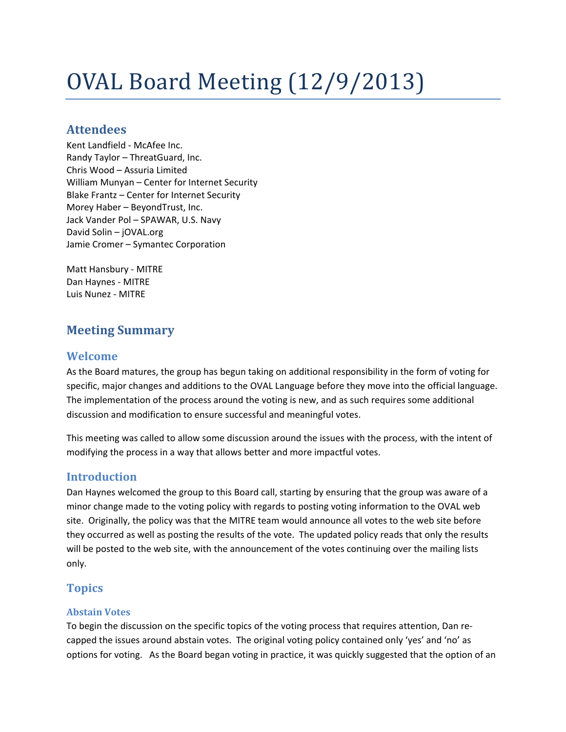# OVAL Board Meeting (12/9/2013)

## Attendees

Kent Landfield - McAfee Inc.
Randy Taylor – ThreatGuard, Inc.
Chris Wood – Assuria Limited
William Munyan – Center for Internet Security
Blake Frantz – Center for Internet Security
Morey Haber – BeyondTrust, Inc.
Jack Vander Pol – SPAWAR, U.S. Navy
David Solin – jOVAL.org
Jamie Cromer – Symantec Corporation

Matt Hansbury - MITRE
Dan Haynes - MITRE
Luis Nunez - MITRE

## Meeting Summary

### Welcome

As the Board matures, the group has begun taking on additional responsibility in the form of voting for specific, major changes and additions to the OVAL Language before they move into the official language. The implementation of the process around the voting is new, and as such requires some additional discussion and modification to ensure successful and meaningful votes.

This meeting was called to allow some discussion around the issues with the process, with the intent of modifying the process in a way that allows better and more impactful votes.

### Introduction

Dan Haynes welcomed the group to this Board call, starting by ensuring that the group was aware of a minor change made to the voting policy with regards to posting voting information to the OVAL web site. Originally, the policy was that the MITRE team would announce all votes to the web site before they occurred as well as posting the results of the vote. The updated policy reads that only the results will be posted to the web site, with the announcement of the votes continuing over the mailing lists only.

### Topics

#### Abstain Votes

To begin the discussion on the specific topics of the voting process that requires attention, Dan re-capped the issues around abstain votes. The original voting policy contained only 'yes' and 'no' as options for voting. As the Board began voting in practice, it was quickly suggested that the option of an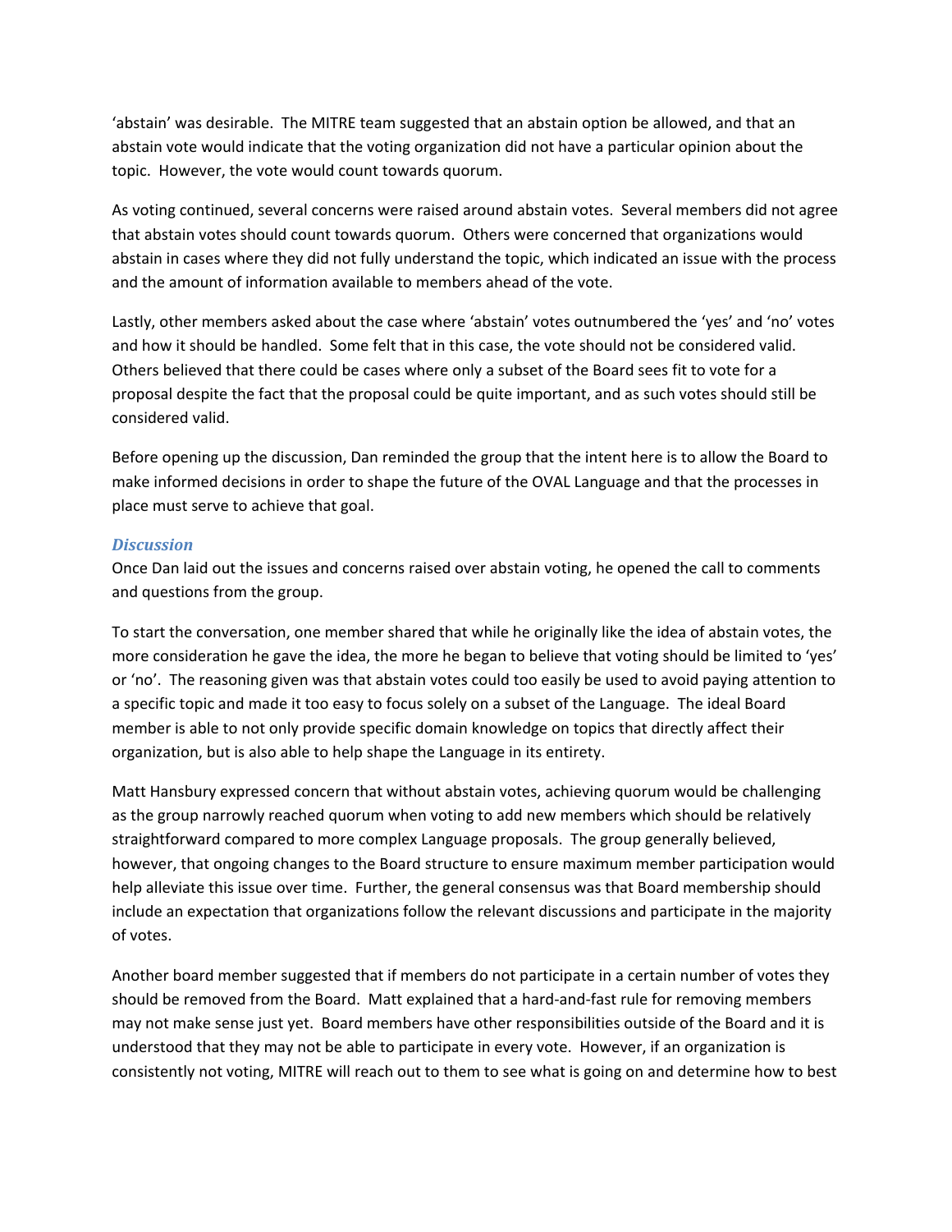'abstain' was desirable. The MITRE team suggested that an abstain option be allowed, and that an abstain vote would indicate that the voting organization did not have a particular opinion about the topic. However, the vote would count towards quorum.

As voting continued, several concerns were raised around abstain votes. Several members did not agree that abstain votes should count towards quorum. Others were concerned that organizations would abstain in cases where they did not fully understand the topic, which indicated an issue with the process and the amount of information available to members ahead of the vote.

Lastly, other members asked about the case where 'abstain' votes outnumbered the 'yes' and 'no' votes and how it should be handled. Some felt that in this case, the vote should not be considered valid. Others believed that there could be cases where only a subset of the Board sees fit to vote for a proposal despite the fact that the proposal could be quite important, and as such votes should still be considered valid.

Before opening up the discussion, Dan reminded the group that the intent here is to allow the Board to make informed decisions in order to shape the future of the OVAL Language and that the processes in place must serve to achieve that goal.

### *Discussion*

Once Dan laid out the issues and concerns raised over abstain voting, he opened the call to comments and questions from the group.

To start the conversation, one member shared that while he originally like the idea of abstain votes, the more consideration he gave the idea, the more he began to believe that voting should be limited to 'yes' or 'no'. The reasoning given was that abstain votes could too easily be used to avoid paying attention to a specific topic and made it too easy to focus solely on a subset of the Language. The ideal Board member is able to not only provide specific domain knowledge on topics that directly affect their organization, but is also able to help shape the Language in its entirety.

Matt Hansbury expressed concern that without abstain votes, achieving quorum would be challenging as the group narrowly reached quorum when voting to add new members which should be relatively straightforward compared to more complex Language proposals. The group generally believed, however, that ongoing changes to the Board structure to ensure maximum member participation would help alleviate this issue over time. Further, the general consensus was that Board membership should include an expectation that organizations follow the relevant discussions and participate in the majority of votes.

Another board member suggested that if members do not participate in a certain number of votes they should be removed from the Board. Matt explained that a hard-and-fast rule for removing members may not make sense just yet. Board members have other responsibilities outside of the Board and it is understood that they may not be able to participate in every vote. However, if an organization is consistently not voting, MITRE will reach out to them to see what is going on and determine how to best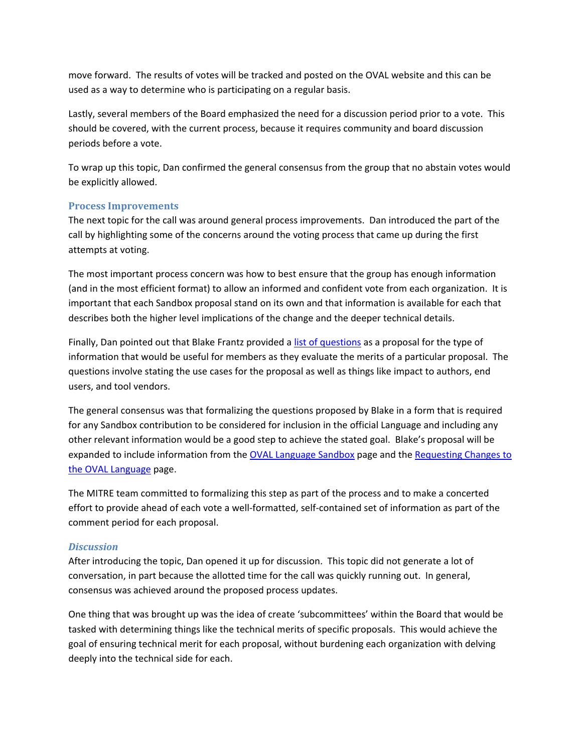move forward. The results of votes will be tracked and posted on the OVAL website and this can be used as a way to determine who is participating on a regular basis.

Lastly, several members of the Board emphasized the need for a discussion period prior to a vote. This should be covered, with the current process, because it requires community and board discussion periods before a vote.

To wrap up this topic, Dan confirmed the general consensus from the group that no abstain votes would be explicitly allowed.

## Process Improvements

The next topic for the call was around general process improvements. Dan introduced the part of the call by highlighting some of the concerns around the voting process that came up during the first attempts at voting.

The most important process concern was how to best ensure that the group has enough information (and in the most efficient format) to allow an informed and confident vote from each organization. It is important that each Sandbox proposal stand on its own and that information is available for each that describes both the higher level implications of the change and the deeper technical details.

Finally, Dan pointed out that Blake Frantz provided a list of questions as a proposal for the type of information that would be useful for members as they evaluate the merits of a particular proposal. The questions involve stating the use cases for the proposal as well as things like impact to authors, end users, and tool vendors.

The general consensus was that formalizing the questions proposed by Blake in a form that is required for any Sandbox contribution to be considered for inclusion in the official Language and including any other relevant information would be a good step to achieve the stated goal. Blake's proposal will be expanded to include information from the OVAL Language Sandbox page and the Requesting Changes to the OVAL Language page.

The MITRE team committed to formalizing this step as part of the process and to make a concerted effort to provide ahead of each vote a well-formatted, self-contained set of information as part of the comment period for each proposal.

### *Discussion*

After introducing the topic, Dan opened it up for discussion. This topic did not generate a lot of conversation, in part because the allotted time for the call was quickly running out. In general, consensus was achieved around the proposed process updates.

One thing that was brought up was the idea of create 'subcommittees' within the Board that would be tasked with determining things like the technical merits of specific proposals. This would achieve the goal of ensuring technical merit for each proposal, without burdening each organization with delving deeply into the technical side for each.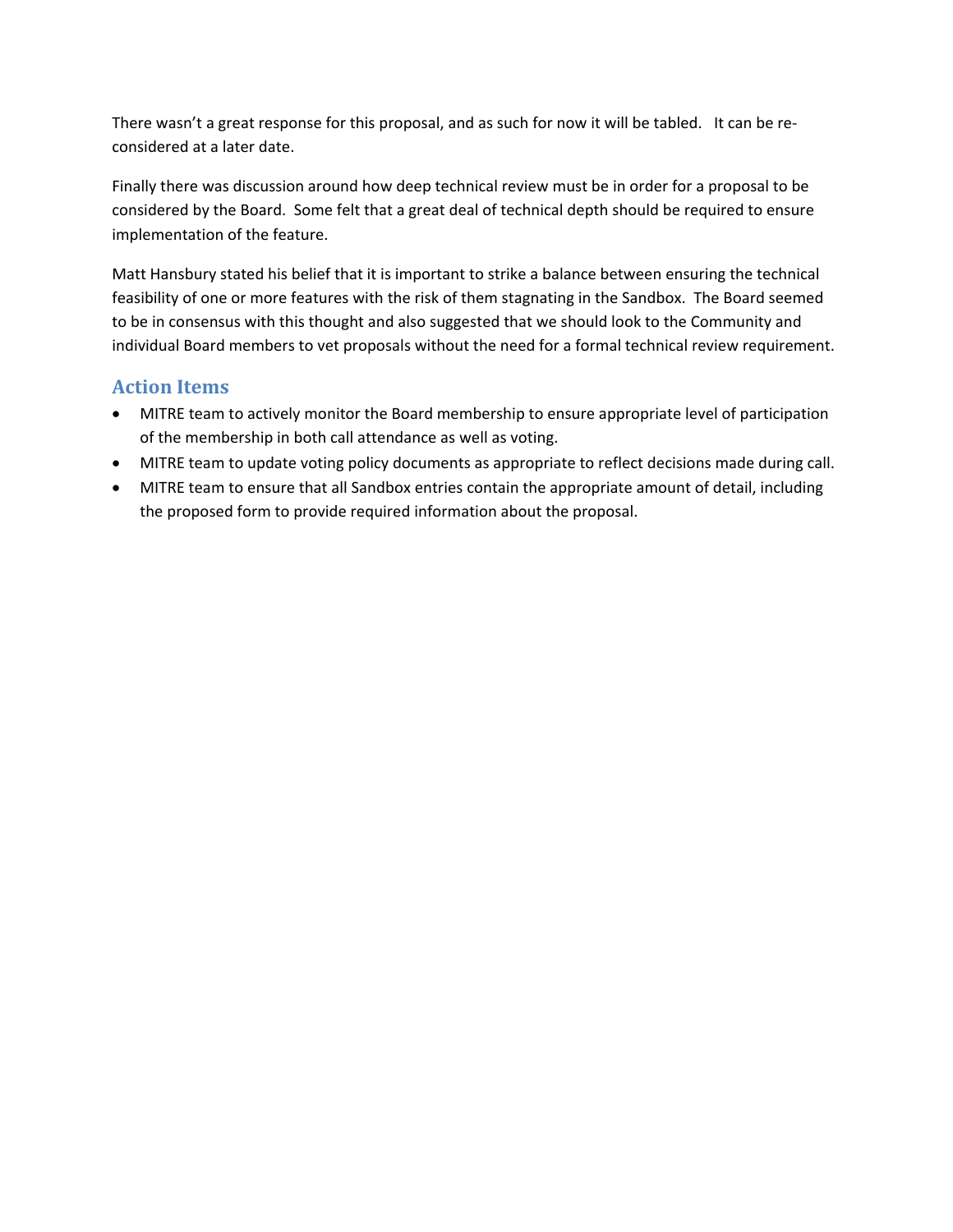There wasn't a great response for this proposal, and as such for now it will be tabled. It can be re-considered at a later date.

Finally there was discussion around how deep technical review must be in order for a proposal to be considered by the Board. Some felt that a great deal of technical depth should be required to ensure implementation of the feature.

Matt Hansbury stated his belief that it is important to strike a balance between ensuring the technical feasibility of one or more features with the risk of them stagnating in the Sandbox. The Board seemed to be in consensus with this thought and also suggested that we should look to the Community and individual Board members to vet proposals without the need for a formal technical review requirement.

## Action Items

- MITRE team to actively monitor the Board membership to ensure appropriate level of participation of the membership in both call attendance as well as voting.
- MITRE team to update voting policy documents as appropriate to reflect decisions made during call.
- MITRE team to ensure that all Sandbox entries contain the appropriate amount of detail, including the proposed form to provide required information about the proposal.